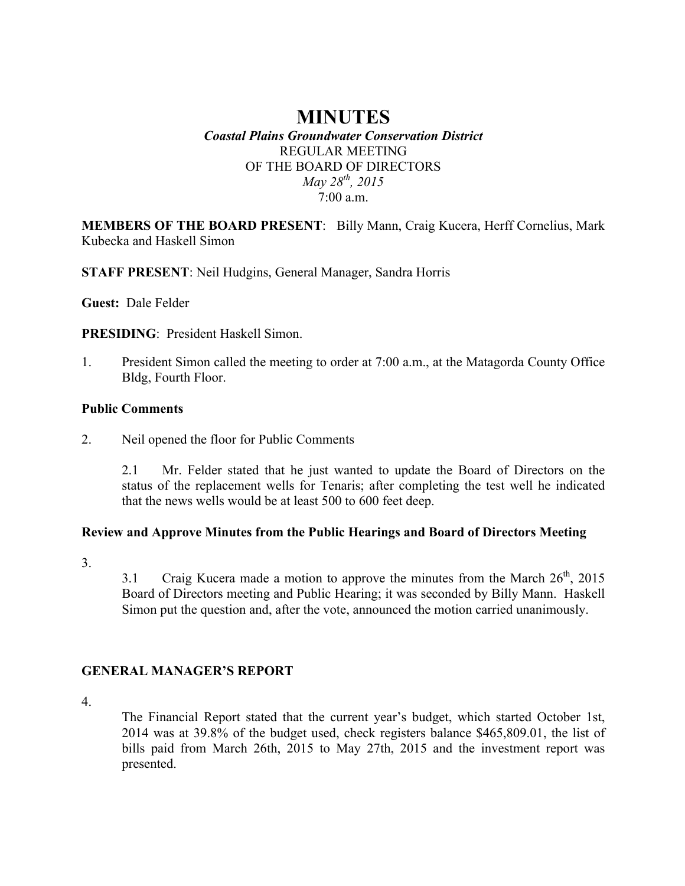# MINUTES

***Coastal Plains Groundwater Conservation District***

REGULAR MEETING

OF THE BOARD OF DIRECTORS

*May 28th, 2015*

7:00 a.m.

**MEMBERS OF THE BOARD PRESENT**: Billy Mann, Craig Kucera, Herff Cornelius, Mark Kubecka and Haskell Simon

**STAFF PRESENT**: Neil Hudgins, General Manager, Sandra Horris

**Guest:** Dale Felder

**PRESIDING**: President Haskell Simon.

1. President Simon called the meeting to order at 7:00 a.m., at the Matagorda County Office Bldg, Fourth Floor.

**Public Comments**

2. Neil opened the floor for Public Comments

   2.1 Mr. Felder stated that he just wanted to update the Board of Directors on the status of the replacement wells for Tenaris; after completing the test well he indicated that the news wells would be at least 500 to 600 feet deep.

**Review and Approve Minutes from the Public Hearings and Board of Directors Meeting**

3.

   3.1 Craig Kucera made a motion to approve the minutes from the March 26th, 2015 Board of Directors meeting and Public Hearing; it was seconded by Billy Mann. Haskell Simon put the question and, after the vote, announced the motion carried unanimously.

**GENERAL MANAGER'S REPORT**

4.

   The Financial Report stated that the current year's budget, which started October 1st, 2014 was at 39.8% of the budget used, check registers balance $465,809.01, the list of bills paid from March 26th, 2015 to May 27th, 2015 and the investment report was presented.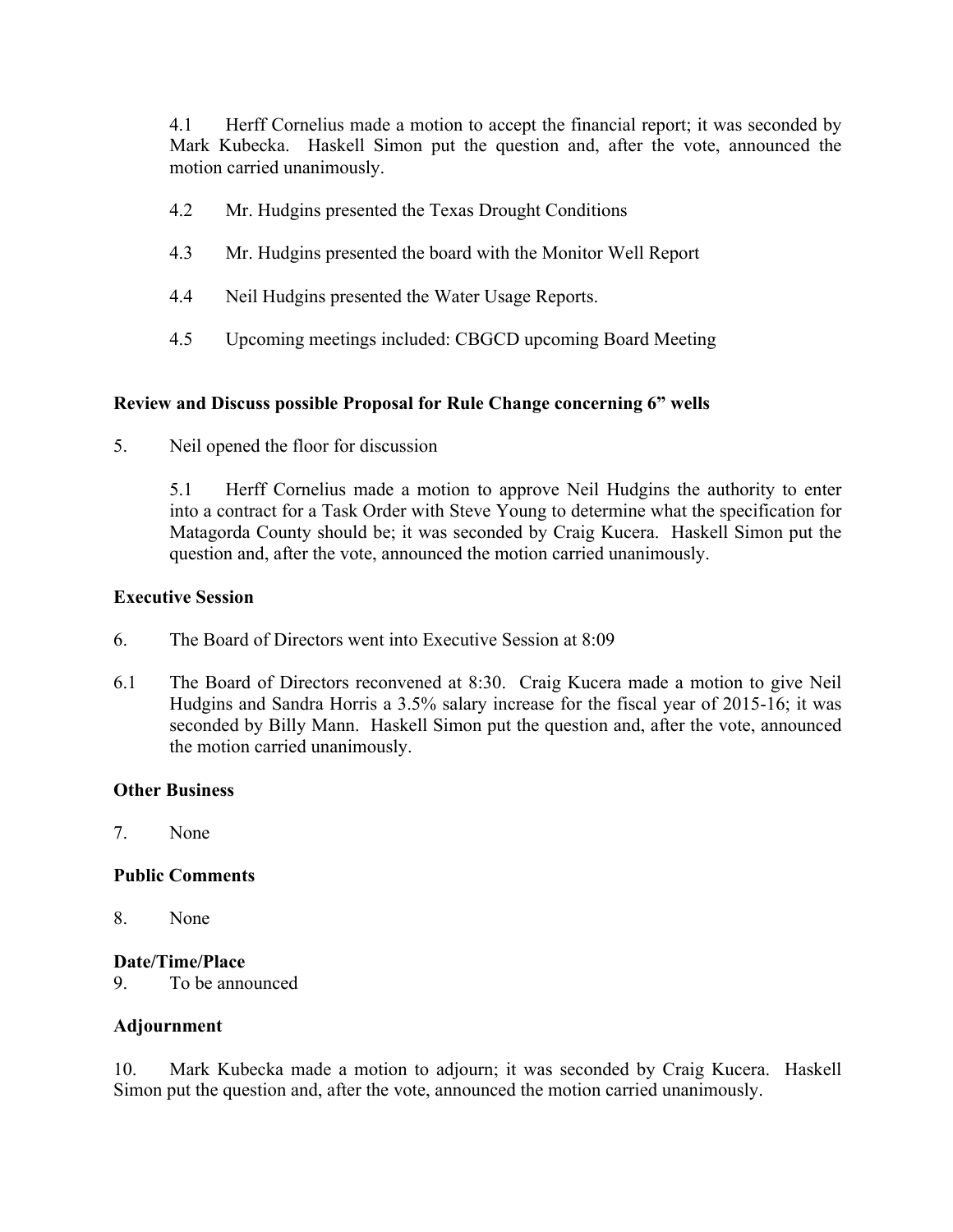4.1 Herff Cornelius made a motion to accept the financial report; it was seconded by Mark Kubecka. Haskell Simon put the question and, after the vote, announced the motion carried unanimously.

4.2 Mr. Hudgins presented the Texas Drought Conditions

4.3 Mr. Hudgins presented the board with the Monitor Well Report

4.4 Neil Hudgins presented the Water Usage Reports.

4.5 Upcoming meetings included: CBGCD upcoming Board Meeting

**Review and Discuss possible Proposal for Rule Change concerning 6" wells**

5. Neil opened the floor for discussion

5.1 Herff Cornelius made a motion to approve Neil Hudgins the authority to enter into a contract for a Task Order with Steve Young to determine what the specification for Matagorda County should be; it was seconded by Craig Kucera. Haskell Simon put the question and, after the vote, announced the motion carried unanimously.

**Executive Session**

6. The Board of Directors went into Executive Session at 8:09

6.1 The Board of Directors reconvened at 8:30. Craig Kucera made a motion to give Neil Hudgins and Sandra Horris a 3.5% salary increase for the fiscal year of 2015-16; it was seconded by Billy Mann. Haskell Simon put the question and, after the vote, announced the motion carried unanimously.

**Other Business**

7. None

**Public Comments**

8. None

**Date/Time/Place**

9. To be announced

**Adjournment**

10. Mark Kubecka made a motion to adjourn; it was seconded by Craig Kucera. Haskell Simon put the question and, after the vote, announced the motion carried unanimously.